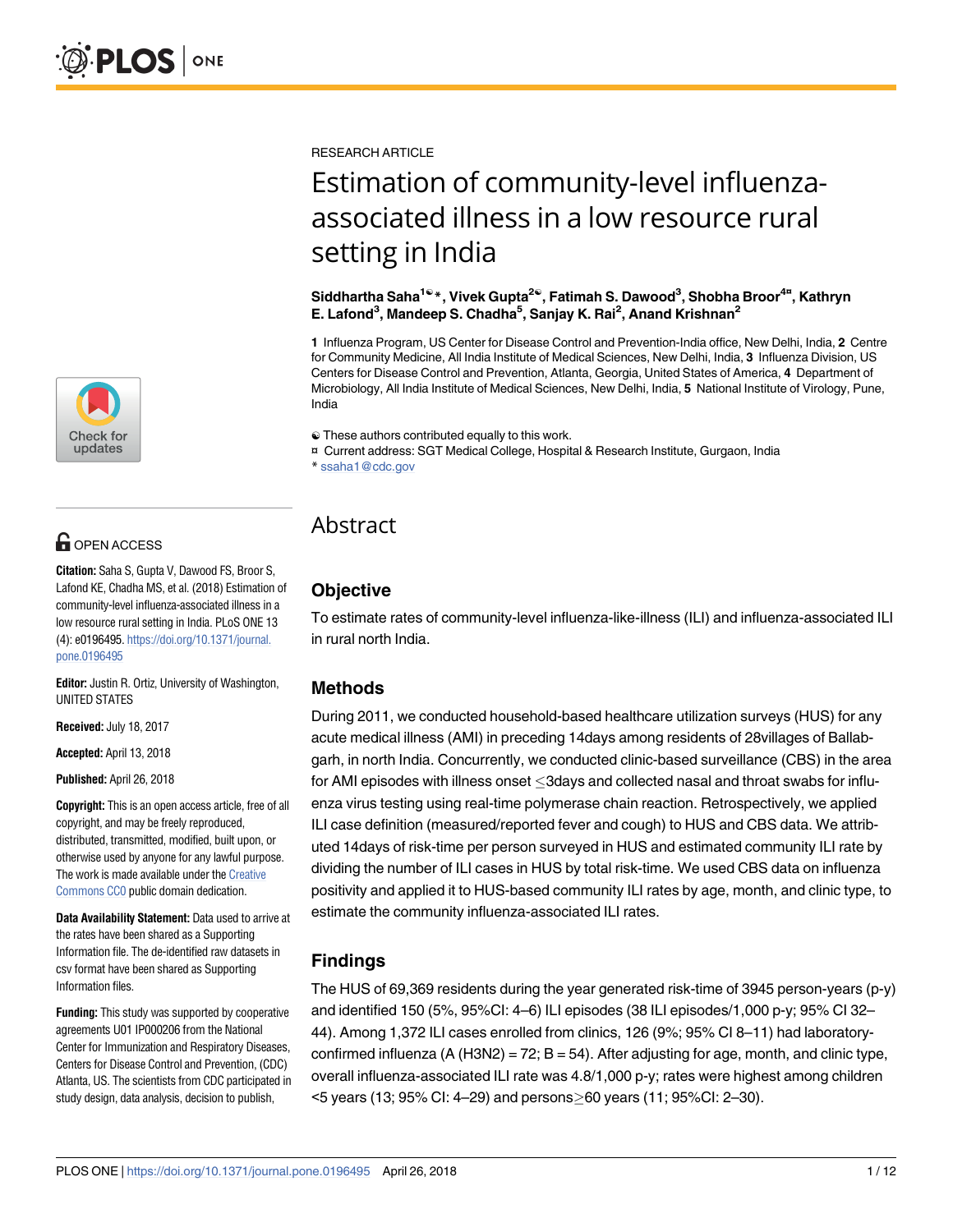RESEARCH ARTICLE

# Estimation of community-level influenza-associated illness in a low resource rural setting in India

**Siddhartha Saha[1☯]*, Vivek Gupta[2☯], Fatimah S. Dawood[3], Shobha Broor[4¤], Kathryn E. Lafond[3], Mandeep S. Chadha[5], Sanjay K. Rai[2], Anand Krishnan[2]**

**1** Influenza Program, US Center for Disease Control and Prevention-India office, New Delhi, India, **2** Centre for Community Medicine, All India Institute of Medical Sciences, New Delhi, India, **3** Influenza Division, US Centers for Disease Control and Prevention, Atlanta, Georgia, United States of America, **4** Department of Microbiology, All India Institute of Medical Sciences, New Delhi, India, **5** National Institute of Virology, Pune, India

☯ These authors contributed equally to this work.
¤ Current address: SGT Medical College, Hospital & Research Institute, Gurgaon, India
* ssaha1@cdc.gov

OPEN ACCESS

**Citation:** Saha S, Gupta V, Dawood FS, Broor S, Lafond KE, Chadha MS, et al. (2018) Estimation of community-level influenza-associated illness in a low resource rural setting in India. PLoS ONE 13 (4): e0196495. https://doi.org/10.1371/journal.pone.0196495

**Editor:** Justin R. Ortiz, University of Washington, UNITED STATES

**Received:** July 18, 2017

**Accepted:** April 13, 2018

**Published:** April 26, 2018

**Copyright:** This is an open access article, free of all copyright, and may be freely reproduced, distributed, transmitted, modified, built upon, or otherwise used by anyone for any lawful purpose. The work is made available under the Creative Commons CC0 public domain dedication.

**Data Availability Statement:** Data used to arrive at the rates have been shared as a Supporting Information file. The de-identified raw datasets in csv format have been shared as Supporting Information files.

**Funding:** This study was supported by cooperative agreements U01 IP000206 from the National Center for Immunization and Respiratory Diseases, Centers for Disease Control and Prevention, (CDC) Atlanta, US. The scientists from CDC participated in study design, data analysis, decision to publish,

## Abstract

### Objective

To estimate rates of community-level influenza-like-illness (ILI) and influenza-associated ILI in rural north India.

### Methods

During 2011, we conducted household-based healthcare utilization surveys (HUS) for any acute medical illness (AMI) in preceding 14days among residents of 28villages of Ballabgarh, in north India. Concurrently, we conducted clinic-based surveillance (CBS) in the area for AMI episodes with illness onset $\leq$3days and collected nasal and throat swabs for influenza virus testing using real-time polymerase chain reaction. Retrospectively, we applied ILI case definition (measured/reported fever and cough) to HUS and CBS data. We attributed 14days of risk-time per person surveyed in HUS and estimated community ILI rate by dividing the number of ILI cases in HUS by total risk-time. We used CBS data on influenza positivity and applied it to HUS-based community ILI rates by age, month, and clinic type, to estimate the community influenza-associated ILI rates.

### Findings

The HUS of 69,369 residents during the year generated risk-time of 3945 person-years (p-y) and identified 150 (5%, 95%CI: 4–6) ILI episodes (38 ILI episodes/1,000 p-y; 95% CI 32–44). Among 1,372 ILI cases enrolled from clinics, 126 (9%; 95% CI 8–11) had laboratory-confirmed influenza (A (H3N2) = 72; B = 54). After adjusting for age, month, and clinic type, overall influenza-associated ILI rate was 4.8/1,000 p-y; rates were highest among children <5 years (13; 95% CI: 4–29) and persons$\geq$60 years (11; 95%CI: 2–30).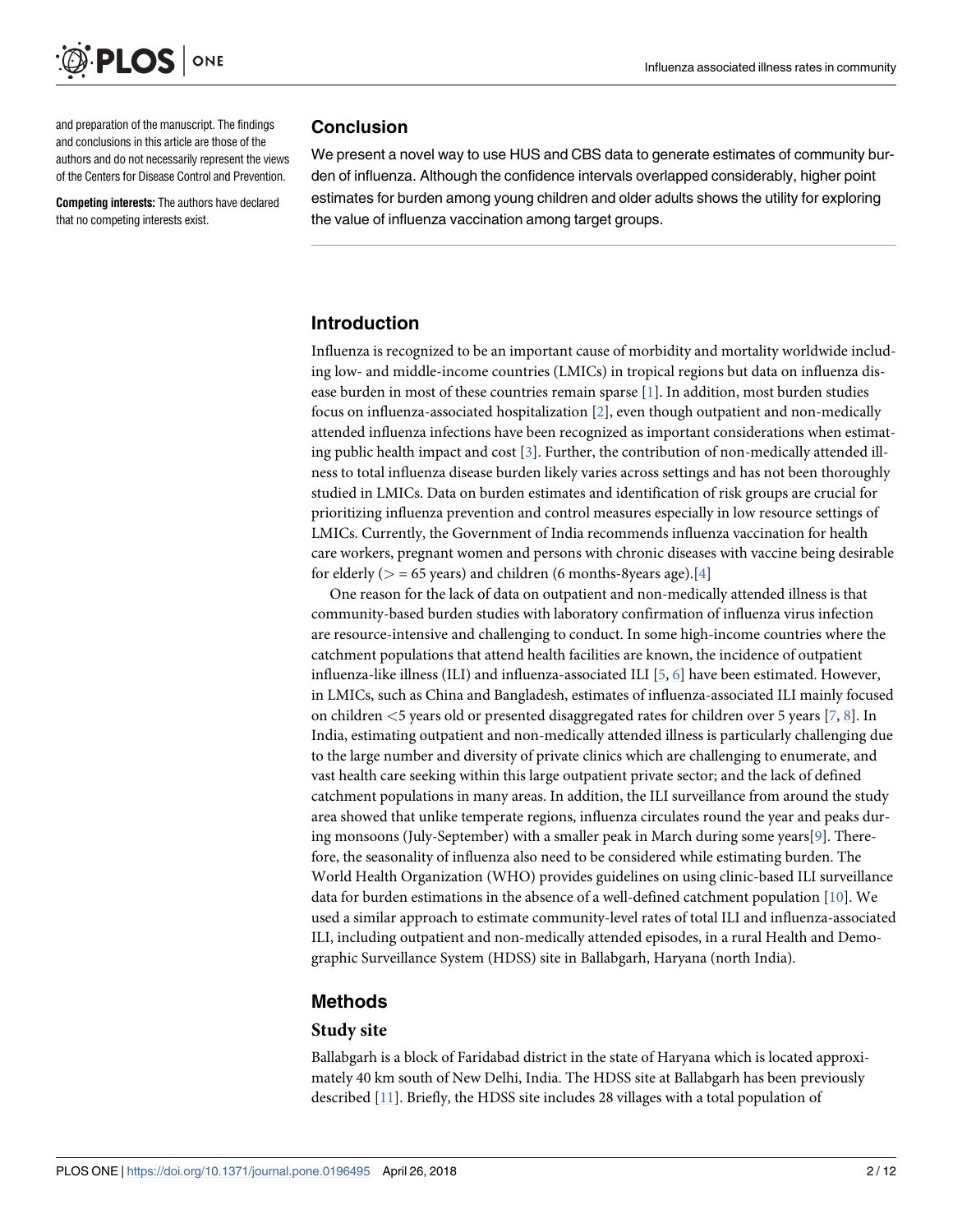and preparation of the manuscript. The findings and conclusions in this article are those of the authors and do not necessarily represent the views of the Centers for Disease Control and Prevention.

**Competing interests:** The authors have declared that no competing interests exist.

## Conclusion

We present a novel way to use HUS and CBS data to generate estimates of community burden of influenza. Although the confidence intervals overlapped considerably, higher point estimates for burden among young children and older adults shows the utility for exploring the value of influenza vaccination among target groups.

## Introduction

Influenza is recognized to be an important cause of morbidity and mortality worldwide including low- and middle-income countries (LMICs) in tropical regions but data on influenza disease burden in most of these countries remain sparse [1]. In addition, most burden studies focus on influenza-associated hospitalization [2], even though outpatient and non-medically attended influenza infections have been recognized as important considerations when estimating public health impact and cost [3]. Further, the contribution of non-medically attended illness to total influenza disease burden likely varies across settings and has not been thoroughly studied in LMICs. Data on burden estimates and identification of risk groups are crucial for prioritizing influenza prevention and control measures especially in low resource settings of LMICs. Currently, the Government of India recommends influenza vaccination for health care workers, pregnant women and persons with chronic diseases with vaccine being desirable for elderly (> = 65 years) and children (6 months-8years age).[4]

One reason for the lack of data on outpatient and non-medically attended illness is that community-based burden studies with laboratory confirmation of influenza virus infection are resource-intensive and challenging to conduct. In some high-income countries where the catchment populations that attend health facilities are known, the incidence of outpatient influenza-like illness (ILI) and influenza-associated ILI [5, 6] have been estimated. However, in LMICs, such as China and Bangladesh, estimates of influenza-associated ILI mainly focused on children <5 years old or presented disaggregated rates for children over 5 years [7, 8]. In India, estimating outpatient and non-medically attended illness is particularly challenging due to the large number and diversity of private clinics which are challenging to enumerate, and vast health care seeking within this large outpatient private sector; and the lack of defined catchment populations in many areas. In addition, the ILI surveillance from around the study area showed that unlike temperate regions, influenza circulates round the year and peaks during monsoons (July-September) with a smaller peak in March during some years[9]. Therefore, the seasonality of influenza also need to be considered while estimating burden. The World Health Organization (WHO) provides guidelines on using clinic-based ILI surveillance data for burden estimations in the absence of a well-defined catchment population [10]. We used a similar approach to estimate community-level rates of total ILI and influenza-associated ILI, including outpatient and non-medically attended episodes, in a rural Health and Demographic Surveillance System (HDSS) site in Ballabgarh, Haryana (north India).

## Methods

### Study site

Ballabgarh is a block of Faridabad district in the state of Haryana which is located approximately 40 km south of New Delhi, India. The HDSS site at Ballabgarh has been previously described [11]. Briefly, the HDSS site includes 28 villages with a total population of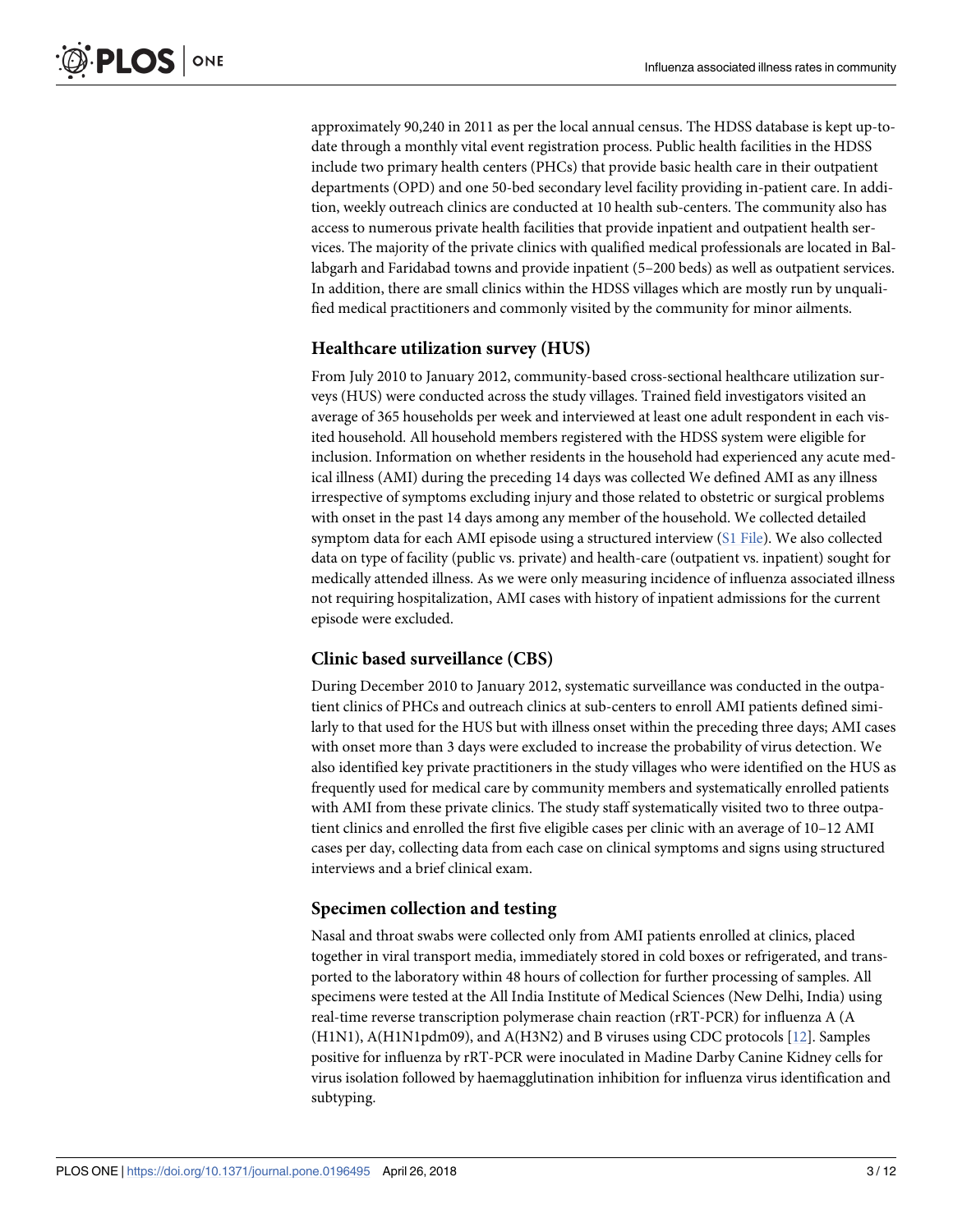approximately 90,240 in 2011 as per the local annual census. The HDSS database is kept up-to-date through a monthly vital event registration process. Public health facilities in the HDSS include two primary health centers (PHCs) that provide basic health care in their outpatient departments (OPD) and one 50-bed secondary level facility providing in-patient care. In addition, weekly outreach clinics are conducted at 10 health sub-centers. The community also has access to numerous private health facilities that provide inpatient and outpatient health services. The majority of the private clinics with qualified medical professionals are located in Ballabgarh and Faridabad towns and provide inpatient (5–200 beds) as well as outpatient services. In addition, there are small clinics within the HDSS villages which are mostly run by unqualified medical practitioners and commonly visited by the community for minor ailments.

## Healthcare utilization survey (HUS)

From July 2010 to January 2012, community-based cross-sectional healthcare utilization surveys (HUS) were conducted across the study villages. Trained field investigators visited an average of 365 households per week and interviewed at least one adult respondent in each visited household. All household members registered with the HDSS system were eligible for inclusion. Information on whether residents in the household had experienced any acute medical illness (AMI) during the preceding 14 days was collected We defined AMI as any illness irrespective of symptoms excluding injury and those related to obstetric or surgical problems with onset in the past 14 days among any member of the household. We collected detailed symptom data for each AMI episode using a structured interview (S1 File). We also collected data on type of facility (public vs. private) and health-care (outpatient vs. inpatient) sought for medically attended illness. As we were only measuring incidence of influenza associated illness not requiring hospitalization, AMI cases with history of inpatient admissions for the current episode were excluded.

## Clinic based surveillance (CBS)

During December 2010 to January 2012, systematic surveillance was conducted in the outpatient clinics of PHCs and outreach clinics at sub-centers to enroll AMI patients defined similarly to that used for the HUS but with illness onset within the preceding three days; AMI cases with onset more than 3 days were excluded to increase the probability of virus detection. We also identified key private practitioners in the study villages who were identified on the HUS as frequently used for medical care by community members and systematically enrolled patients with AMI from these private clinics. The study staff systematically visited two to three outpatient clinics and enrolled the first five eligible cases per clinic with an average of 10–12 AMI cases per day, collecting data from each case on clinical symptoms and signs using structured interviews and a brief clinical exam.

## Specimen collection and testing

Nasal and throat swabs were collected only from AMI patients enrolled at clinics, placed together in viral transport media, immediately stored in cold boxes or refrigerated, and transported to the laboratory within 48 hours of collection for further processing of samples. All specimens were tested at the All India Institute of Medical Sciences (New Delhi, India) using real-time reverse transcription polymerase chain reaction (rRT-PCR) for influenza A (A(H1N1), A(H1N1pdm09), and A(H3N2) and B viruses using CDC protocols [12]. Samples positive for influenza by rRT-PCR were inoculated in Madine Darby Canine Kidney cells for virus isolation followed by haemagglutination inhibition for influenza virus identification and subtyping.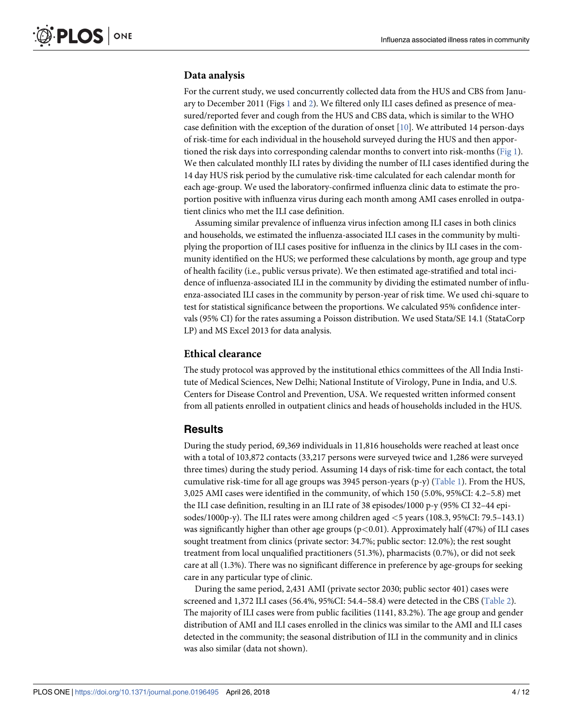### Data analysis

For the current study, we used concurrently collected data from the HUS and CBS from January to December 2011 (Figs 1 and 2). We filtered only ILI cases defined as presence of measured/reported fever and cough from the HUS and CBS data, which is similar to the WHO case definition with the exception of the duration of onset [10]. We attributed 14 person-days of risk-time for each individual in the household surveyed during the HUS and then apportioned the risk days into corresponding calendar months to convert into risk-months (Fig 1). We then calculated monthly ILI rates by dividing the number of ILI cases identified during the 14 day HUS risk period by the cumulative risk-time calculated for each calendar month for each age-group. We used the laboratory-confirmed influenza clinic data to estimate the proportion positive with influenza virus during each month among AMI cases enrolled in outpatient clinics who met the ILI case definition.

Assuming similar prevalence of influenza virus infection among ILI cases in both clinics and households, we estimated the influenza-associated ILI cases in the community by multiplying the proportion of ILI cases positive for influenza in the clinics by ILI cases in the community identified on the HUS; we performed these calculations by month, age group and type of health facility (i.e., public versus private). We then estimated age-stratified and total incidence of influenza-associated ILI in the community by dividing the estimated number of influenza-associated ILI cases in the community by person-year of risk time. We used chi-square to test for statistical significance between the proportions. We calculated 95% confidence intervals (95% CI) for the rates assuming a Poisson distribution. We used Stata/SE 14.1 (StataCorp LP) and MS Excel 2013 for data analysis.

### Ethical clearance

The study protocol was approved by the institutional ethics committees of the All India Institute of Medical Sciences, New Delhi; National Institute of Virology, Pune in India, and U.S. Centers for Disease Control and Prevention, USA. We requested written informed consent from all patients enrolled in outpatient clinics and heads of households included in the HUS.

## Results

During the study period, 69,369 individuals in 11,816 households were reached at least once with a total of 103,872 contacts (33,217 persons were surveyed twice and 1,286 were surveyed three times) during the study period. Assuming 14 days of risk-time for each contact, the total cumulative risk-time for all age groups was 3945 person-years (p-y) (Table 1). From the HUS, 3,025 AMI cases were identified in the community, of which 150 (5.0%, 95%CI: 4.2–5.8) met the ILI case definition, resulting in an ILI rate of 38 episodes/1000 p-y (95% CI 32–44 episodes/1000p-y). The ILI rates were among children aged <5 years (108.3, 95%CI: 79.5–143.1) was significantly higher than other age groups ($p<0.01$). Approximately half (47%) of ILI cases sought treatment from clinics (private sector: 34.7%; public sector: 12.0%); the rest sought treatment from local unqualified practitioners (51.3%), pharmacists (0.7%), or did not seek care at all (1.3%). There was no significant difference in preference by age-groups for seeking care in any particular type of clinic.

During the same period, 2,431 AMI (private sector 2030; public sector 401) cases were screened and 1,372 ILI cases (56.4%, 95%CI: 54.4–58.4) were detected in the CBS (Table 2). The majority of ILI cases were from public facilities (1141, 83.2%). The age group and gender distribution of AMI and ILI cases enrolled in the clinics was similar to the AMI and ILI cases detected in the community; the seasonal distribution of ILI in the community and in clinics was also similar (data not shown).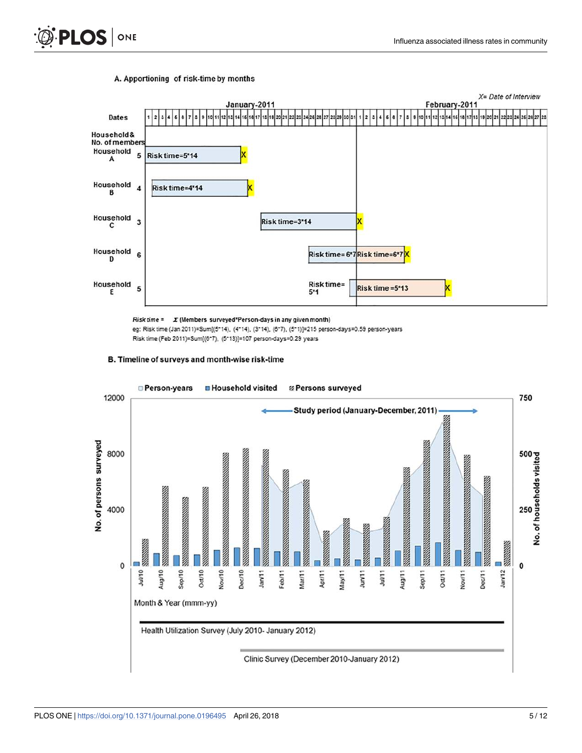A. Apportioning of risk-time by months

X= Date of Interview

| Dates | January-2011 | February-2011 |
|---|---|---|
| Household & No. of members | | |
| Household A (5) | Risk time=5*14 | |
| Household B (4) | Risk time=4*14 | |
| Household C (3) | Risk time=3*14 | |
| Household D (6) | Risk time= 6*7 | Risk time=6*7 |
| Household E (5) | Risk time= 5*1 | Risk time =5*13 |

*Risk time* = Σ (Members surveyed*Person-days in any given month)

eg: Risk time (Jan 2011)=Sum[(5*14), (4*14), (3*14), (6*7), (5*1)]=215 person-days=0.59 person-years

Risk time (Feb 2011)=Sum[(6*7), (5*13)]=107 person-days=0.29 years

B. Timeline of surveys and month-wise risk-time

Person-years | Household visited | Persons surveyed

Study period (January-December, 2011)

No. of persons surveyed (0, 4000, 8000, 12000)

No. of households visited (0, 250, 500, 750)

Jul/10, Aug/10, Sep/10, Oct/10, Nov/10, Dec/10, Jan/11, Feb/11, Mar/11, Apr/11, May/11, Jun/11, Jul/11, Aug/11, Sep/11, Oct/11, Nov/11, Dec/11, Jan/12

Month & Year (mmm-yy)

Health Utilization Survey (July 2010- January 2012)

Clinic Survey (December 2010-January 2012)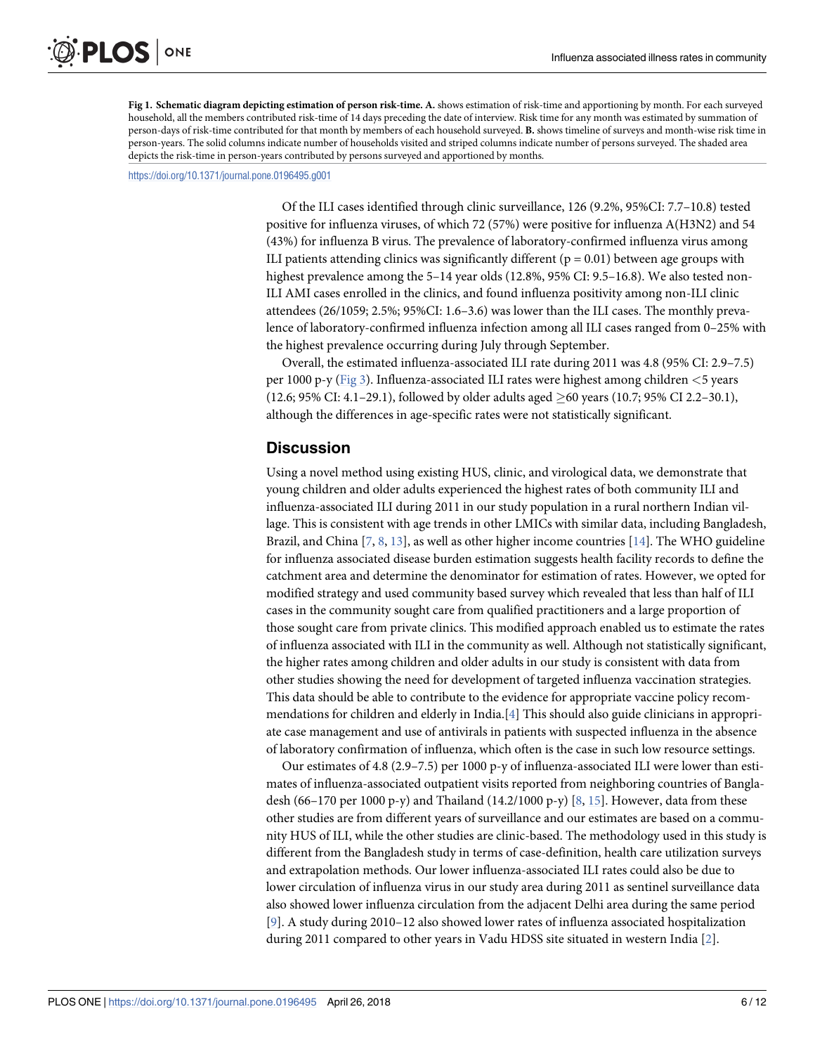**Fig 1. Schematic diagram depicting estimation of person risk-time. A.** shows estimation of risk-time and apportioning by month. For each surveyed household, all the members contributed risk-time of 14 days preceding the date of interview. Risk time for any month was estimated by summation of person-days of risk-time contributed for that month by members of each household surveyed. **B.** shows timeline of surveys and month-wise risk time in person-years. The solid columns indicate number of households visited and striped columns indicate number of persons surveyed. The shaded area depicts the risk-time in person-years contributed by persons surveyed and apportioned by months.

https://doi.org/10.1371/journal.pone.0196495.g001

Of the ILI cases identified through clinic surveillance, 126 (9.2%, 95%CI: 7.7–10.8) tested positive for influenza viruses, of which 72 (57%) were positive for influenza A(H3N2) and 54 (43%) for influenza B virus. The prevalence of laboratory-confirmed influenza virus among ILI patients attending clinics was significantly different ($p = 0.01$) between age groups with highest prevalence among the 5–14 year olds (12.8%, 95% CI: 9.5–16.8). We also tested non-ILI AMI cases enrolled in the clinics, and found influenza positivity among non-ILI clinic attendees (26/1059; 2.5%; 95%CI: 1.6–3.6) was lower than the ILI cases. The monthly prevalence of laboratory-confirmed influenza infection among all ILI cases ranged from 0–25% with the highest prevalence occurring during July through September.

Overall, the estimated influenza-associated ILI rate during 2011 was 4.8 (95% CI: 2.9–7.5) per 1000 p-y (Fig 3). Influenza-associated ILI rates were highest among children <5 years (12.6; 95% CI: 4.1–29.1), followed by older adults aged ≥60 years (10.7; 95% CI 2.2–30.1), although the differences in age-specific rates were not statistically significant.

## Discussion

Using a novel method using existing HUS, clinic, and virological data, we demonstrate that young children and older adults experienced the highest rates of both community ILI and influenza-associated ILI during 2011 in our study population in a rural northern Indian village. This is consistent with age trends in other LMICs with similar data, including Bangladesh, Brazil, and China [7, 8, 13], as well as other higher income countries [14]. The WHO guideline for influenza associated disease burden estimation suggests health facility records to define the catchment area and determine the denominator for estimation of rates. However, we opted for modified strategy and used community based survey which revealed that less than half of ILI cases in the community sought care from qualified practitioners and a large proportion of those sought care from private clinics. This modified approach enabled us to estimate the rates of influenza associated with ILI in the community as well. Although not statistically significant, the higher rates among children and older adults in our study is consistent with data from other studies showing the need for development of targeted influenza vaccination strategies. This data should be able to contribute to the evidence for appropriate vaccine policy recommendations for children and elderly in India.[4] This should also guide clinicians in appropriate case management and use of antivirals in patients with suspected influenza in the absence of laboratory confirmation of influenza, which often is the case in such low resource settings.

Our estimates of 4.8 (2.9–7.5) per 1000 p-y of influenza-associated ILI were lower than estimates of influenza-associated outpatient visits reported from neighboring countries of Bangladesh (66–170 per 1000 p-y) and Thailand (14.2/1000 p-y) [8, 15]. However, data from these other studies are from different years of surveillance and our estimates are based on a community HUS of ILI, while the other studies are clinic-based. The methodology used in this study is different from the Bangladesh study in terms of case-definition, health care utilization surveys and extrapolation methods. Our lower influenza-associated ILI rates could also be due to lower circulation of influenza virus in our study area during 2011 as sentinel surveillance data also showed lower influenza circulation from the adjacent Delhi area during the same period [9]. A study during 2010–12 also showed lower rates of influenza associated hospitalization during 2011 compared to other years in Vadu HDSS site situated in western India [2].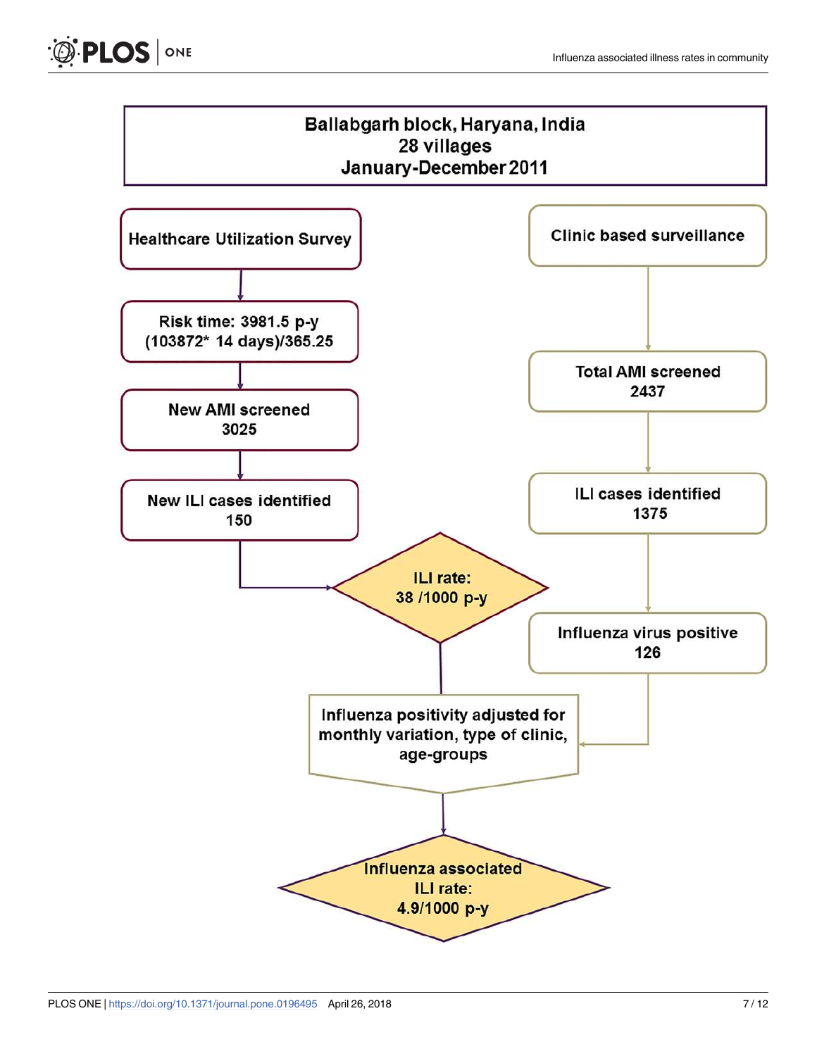Ballabgarh block, Haryana, India
28 villages
January-December 2011

Healthcare Utilization Survey

Risk time: 3981.5 p-y
(103872* 14 days)/365.25

New AMI screened
3025

New ILI cases identified
150

Clinic based surveillance

Total AMI screened
2437

ILI cases identified
1375

Influenza virus positive
126

ILI rate:
38 /1000 p-y

Influenza positivity adjusted for monthly variation, type of clinic, age-groups

Influenza associated
ILI rate:
4.9/1000 p-y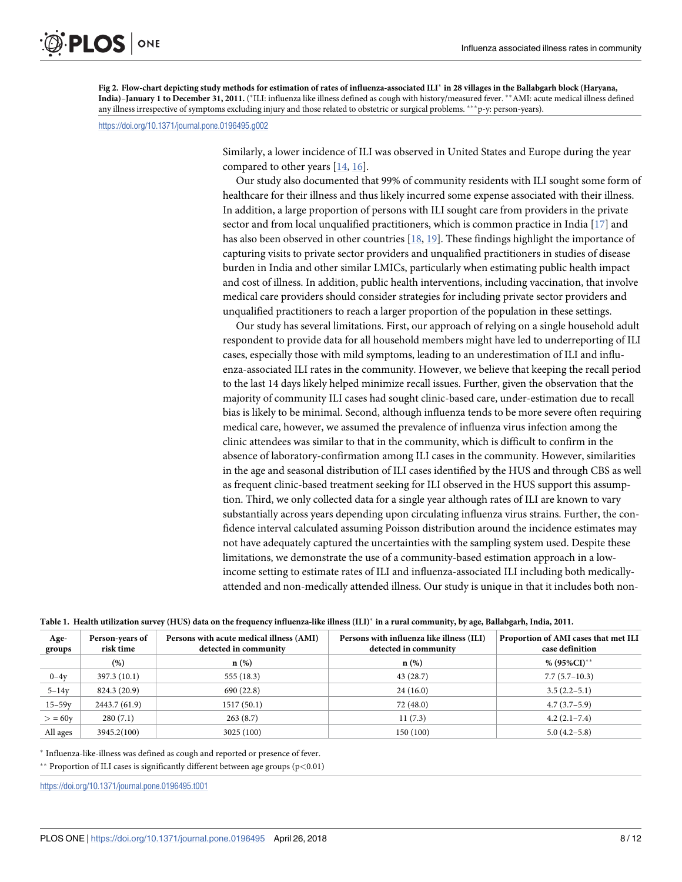**Fig 2. Flow-chart depicting study methods for estimation of rates of influenza-associated ILI* in 28 villages in the Ballabgarh block (Haryana, India)–January 1 to December 31, 2011.** (*ILI: influenza like illness defined as cough with history/measured fever. **AMI: acute medical illness defined any illness irrespective of symptoms excluding injury and those related to obstetric or surgical problems. ***p-y: person-years).

https://doi.org/10.1371/journal.pone.0196495.g002

Similarly, a lower incidence of ILI was observed in United States and Europe during the year compared to other years [14, 16].

Our study also documented that 99% of community residents with ILI sought some form of healthcare for their illness and thus likely incurred some expense associated with their illness. In addition, a large proportion of persons with ILI sought care from providers in the private sector and from local unqualified practitioners, which is common practice in India [17] and has also been observed in other countries [18, 19]. These findings highlight the importance of capturing visits to private sector providers and unqualified practitioners in studies of disease burden in India and other similar LMICs, particularly when estimating public health impact and cost of illness. In addition, public health interventions, including vaccination, that involve medical care providers should consider strategies for including private sector providers and unqualified practitioners to reach a larger proportion of the population in these settings.

Our study has several limitations. First, our approach of relying on a single household adult respondent to provide data for all household members might have led to underreporting of ILI cases, especially those with mild symptoms, leading to an underestimation of ILI and influenza-associated ILI rates in the community. However, we believe that keeping the recall period to the last 14 days likely helped minimize recall issues. Further, given the observation that the majority of community ILI cases had sought clinic-based care, under-estimation due to recall bias is likely to be minimal. Second, although influenza tends to be more severe often requiring medical care, however, we assumed the prevalence of influenza virus infection among the clinic attendees was similar to that in the community, which is difficult to confirm in the absence of laboratory-confirmation among ILI cases in the community. However, similarities in the age and seasonal distribution of ILI cases identified by the HUS and through CBS as well as frequent clinic-based treatment seeking for ILI observed in the HUS support this assumption. Third, we only collected data for a single year although rates of ILI are known to vary substantially across years depending upon circulating influenza virus strains. Further, the confidence interval calculated assuming Poisson distribution around the incidence estimates may not have adequately captured the uncertainties with the sampling system used. Despite these limitations, we demonstrate the use of a community-based estimation approach in a low-income setting to estimate rates of ILI and influenza-associated ILI including both medically-attended and non-medically attended illness. Our study is unique in that it includes both non-

**Table 1. Health utilization survey (HUS) data on the frequency influenza-like illness (ILI)* in a rural community, by age, Ballabgarh, India, 2011.**

| Age-groups | Person-years of risk time | Persons with acute medical illness (AMI) detected in community | Persons with influenza like illness (ILI) detected in community | Proportion of AMI cases that met ILI case definition |
|---|---|---|---|---|
| | (%) | n (%) | n (%) | % (95%CI)** |
| 0–4y | 397.3 (10.1) | 555 (18.3) | 43 (28.7) | 7.7 (5.7–10.3) |
| 5–14y | 824.3 (20.9) | 690 (22.8) | 24 (16.0) | 3.5 (2.2–5.1) |
| 15–59y | 2443.7 (61.9) | 1517 (50.1) | 72 (48.0) | 4.7 (3.7–5.9) |
| > = 60y | 280 (7.1) | 263 (8.7) | 11 (7.3) | 4.2 (2.1–7.4) |
| All ages | 3945.2(100) | 3025 (100) | 150 (100) | 5.0 (4.2–5.8) |

* Influenza-like-illness was defined as cough and reported or presence of fever.

** Proportion of ILI cases is significantly different between age groups ($p<0.01$)

https://doi.org/10.1371/journal.pone.0196495.t001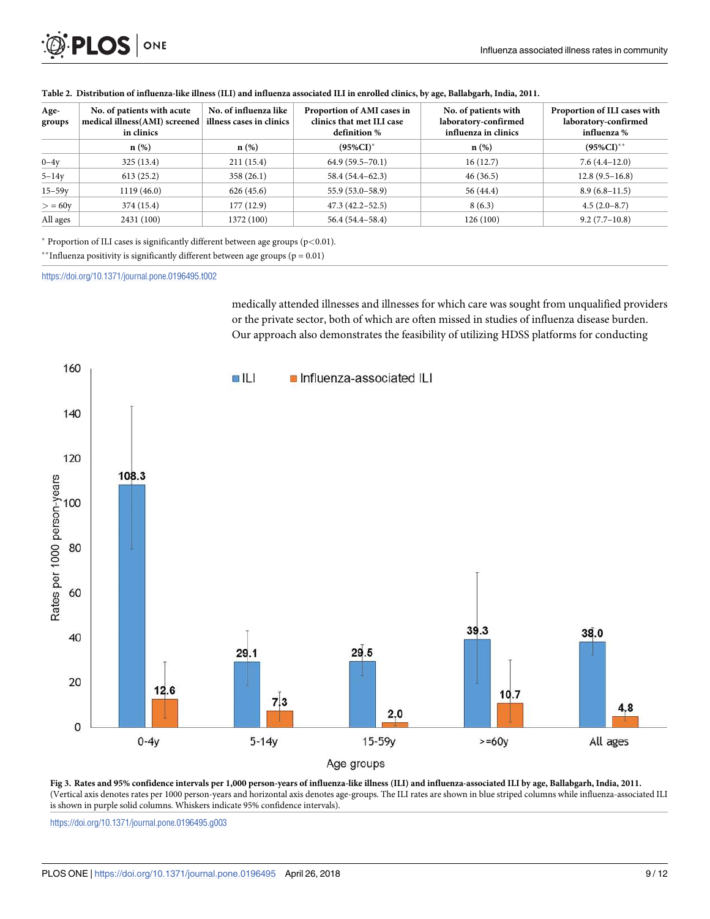**Table 2. Distribution of influenza-like illness (ILI) and influenza associated ILI in enrolled clinics, by age, Ballabgarh, India, 2011.**

| Age-groups | No. of patients with acute medical illness(AMI) screened in clinics | No. of influenza like illness cases in clinics | Proportion of AMI cases in clinics that met ILI case definition % | No. of patients with laboratory-confirmed influenza in clinics | Proportion of ILI cases with laboratory-confirmed influenza % |
|---|---|---|---|---|---|
| | n (%) | n (%) | (95%CI)* | n (%) | (95%CI)** |
| 0–4y | 325 (13.4) | 211 (15.4) | 64.9 (59.5–70.1) | 16 (12.7) | 7.6 (4.4–12.0) |
| 5–14y | 613 (25.2) | 358 (26.1) | 58.4 (54.4–62.3) | 46 (36.5) | 12.8 (9.5–16.8) |
| 15–59y | 1119 (46.0) | 626 (45.6) | 55.9 (53.0–58.9) | 56 (44.4) | 8.9 (6.8–11.5) |
| > = 60y | 374 (15.4) | 177 (12.9) | 47.3 (42.2–52.5) | 8 (6.3) | 4.5 (2.0–8.7) |
| All ages | 2431 (100) | 1372 (100) | 56.4 (54.4–58.4) | 126 (100) | 9.2 (7.7–10.8) |

* Proportion of ILI cases is significantly different between age groups ($p<0.01$).

** Influenza positivity is significantly different between age groups ($p = 0.01$)

https://doi.org/10.1371/journal.pone.0196495.t002

medically attended illnesses and illnesses for which care was sought from unqualified providers or the private sector, both of which are often missed in studies of influenza disease burden. Our approach also demonstrates the feasibility of utilizing HDSS platforms for conducting

**Fig 3. Rates and 95% confidence intervals per 1,000 person-years of influenza-like illness (ILI) and influenza-associated ILI by age, Ballabgarh, India, 2011.** (Vertical axis denotes rates per 1000 person-years and horizontal axis denotes age-groups. The ILI rates are shown in blue striped columns while influenza-associated ILI is shown in purple solid columns. Whiskers indicate 95% confidence intervals).

https://doi.org/10.1371/journal.pone.0196495.g003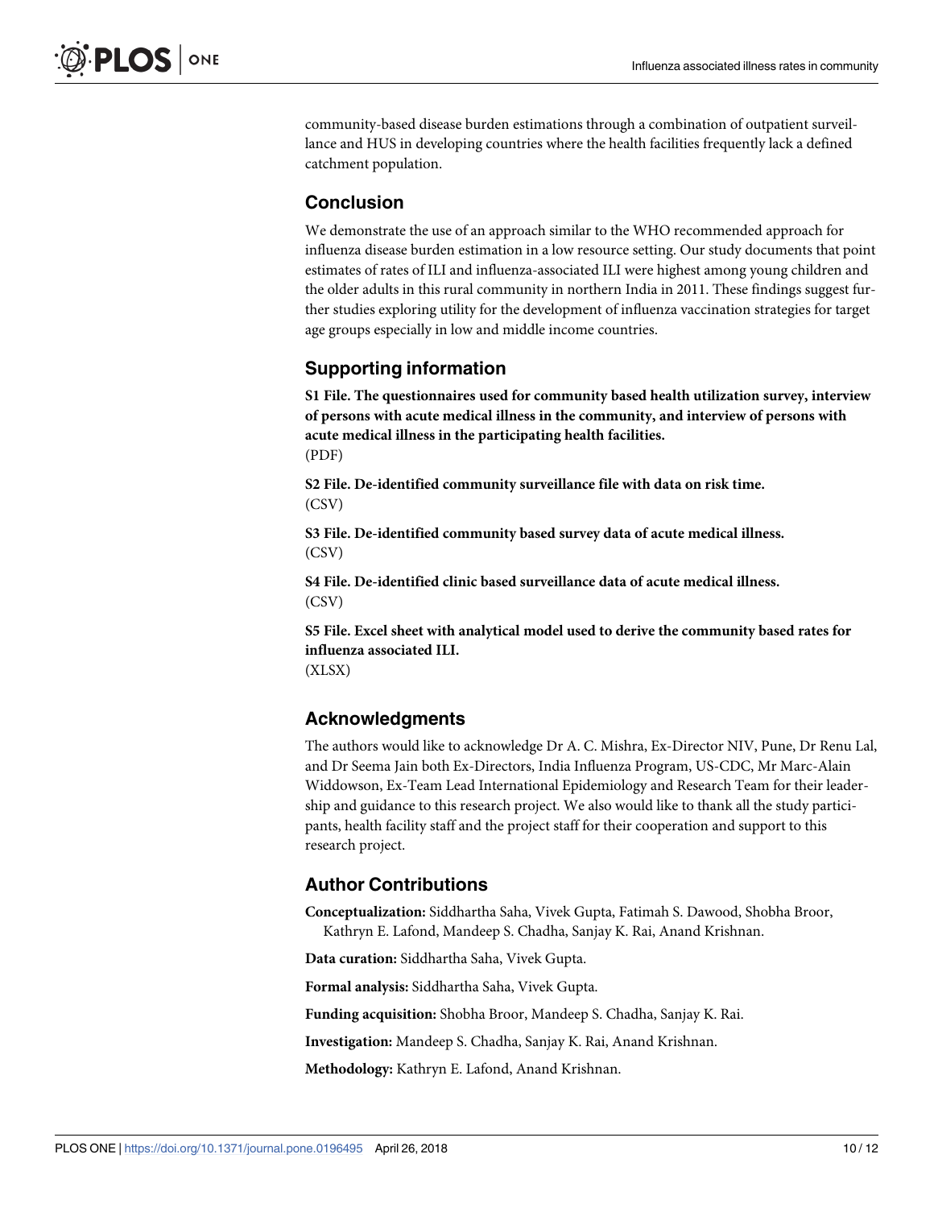community-based disease burden estimations through a combination of outpatient surveillance and HUS in developing countries where the health facilities frequently lack a defined catchment population.

## Conclusion

We demonstrate the use of an approach similar to the WHO recommended approach for influenza disease burden estimation in a low resource setting. Our study documents that point estimates of rates of ILI and influenza-associated ILI were highest among young children and the older adults in this rural community in northern India in 2011. These findings suggest further studies exploring utility for the development of influenza vaccination strategies for target age groups especially in low and middle income countries.

## Supporting information

**S1 File. The questionnaires used for community based health utilization survey, interview of persons with acute medical illness in the community, and interview of persons with acute medical illness in the participating health facilities.**
(PDF)

**S2 File. De-identified community surveillance file with data on risk time.**
(CSV)

**S3 File. De-identified community based survey data of acute medical illness.**
(CSV)

**S4 File. De-identified clinic based surveillance data of acute medical illness.**
(CSV)

**S5 File. Excel sheet with analytical model used to derive the community based rates for influenza associated ILI.**
(XLSX)

## Acknowledgments

The authors would like to acknowledge Dr A. C. Mishra, Ex-Director NIV, Pune, Dr Renu Lal, and Dr Seema Jain both Ex-Directors, India Influenza Program, US-CDC, Mr Marc-Alain Widdowson, Ex-Team Lead International Epidemiology and Research Team for their leadership and guidance to this research project. We also would like to thank all the study participants, health facility staff and the project staff for their cooperation and support to this research project.

## Author Contributions

**Conceptualization:** Siddhartha Saha, Vivek Gupta, Fatimah S. Dawood, Shobha Broor, Kathryn E. Lafond, Mandeep S. Chadha, Sanjay K. Rai, Anand Krishnan.

**Data curation:** Siddhartha Saha, Vivek Gupta.

**Formal analysis:** Siddhartha Saha, Vivek Gupta.

**Funding acquisition:** Shobha Broor, Mandeep S. Chadha, Sanjay K. Rai.

**Investigation:** Mandeep S. Chadha, Sanjay K. Rai, Anand Krishnan.

**Methodology:** Kathryn E. Lafond, Anand Krishnan.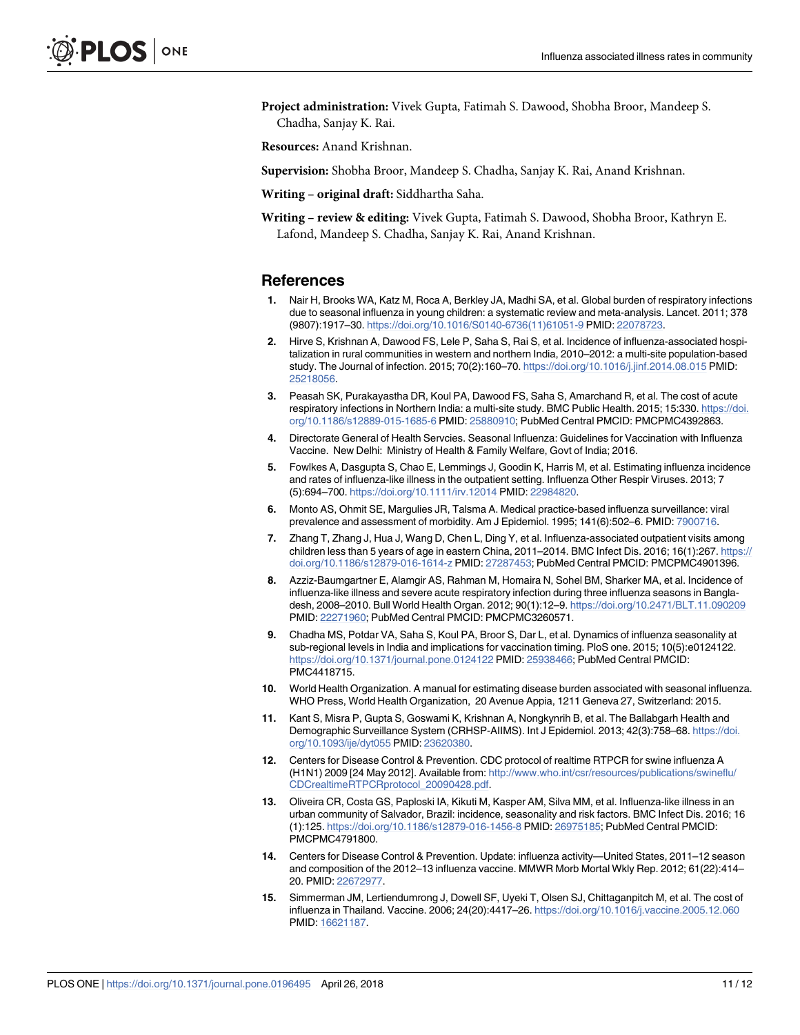**Project administration:** Vivek Gupta, Fatimah S. Dawood, Shobha Broor, Mandeep S. Chadha, Sanjay K. Rai.

**Resources:** Anand Krishnan.

**Supervision:** Shobha Broor, Mandeep S. Chadha, Sanjay K. Rai, Anand Krishnan.

**Writing – original draft:** Siddhartha Saha.

**Writing – review & editing:** Vivek Gupta, Fatimah S. Dawood, Shobha Broor, Kathryn E. Lafond, Mandeep S. Chadha, Sanjay K. Rai, Anand Krishnan.

## References

1. Nair H, Brooks WA, Katz M, Roca A, Berkley JA, Madhi SA, et al. Global burden of respiratory infections due to seasonal influenza in young children: a systematic review and meta-analysis. Lancet. 2011; 378 (9807):1917–30. https://doi.org/10.1016/S0140-6736(11)61051-9 PMID: 22078723.
2. Hirve S, Krishnan A, Dawood FS, Lele P, Saha S, Rai S, et al. Incidence of influenza-associated hospitalization in rural communities in western and northern India, 2010–2012: a multi-site population-based study. The Journal of infection. 2015; 70(2):160–70. https://doi.org/10.1016/j.jinf.2014.08.015 PMID: 25218056.
3. Peasah SK, Purakayastha DR, Koul PA, Dawood FS, Saha S, Amarchand R, et al. The cost of acute respiratory infections in Northern India: a multi-site study. BMC Public Health. 2015; 15:330. https://doi.org/10.1186/s12889-015-1685-6 PMID: 25880910; PubMed Central PMCID: PMCPMC4392863.
4. Directorate General of Health Servcies. Seasonal Influenza: Guidelines for Vaccination with Influenza Vaccine. New Delhi: Ministry of Health & Family Welfare, Govt of India; 2016.
5. Fowlkes A, Dasgupta S, Chao E, Lemmings J, Goodin K, Harris M, et al. Estimating influenza incidence and rates of influenza-like illness in the outpatient setting. Influenza Other Respir Viruses. 2013; 7 (5):694–700. https://doi.org/10.1111/irv.12014 PMID: 22984820.
6. Monto AS, Ohmit SE, Margulies JR, Talsma A. Medical practice-based influenza surveillance: viral prevalence and assessment of morbidity. Am J Epidemiol. 1995; 141(6):502–6. PMID: 7900716.
7. Zhang T, Zhang J, Hua J, Wang D, Chen L, Ding Y, et al. Influenza-associated outpatient visits among children less than 5 years of age in eastern China, 2011–2014. BMC Infect Dis. 2016; 16(1):267. https://doi.org/10.1186/s12879-016-1614-z PMID: 27287453; PubMed Central PMCID: PMCPMC4901396.
8. Azziz-Baumgartner E, Alamgir AS, Rahman M, Homaira N, Sohel BM, Sharker MA, et al. Incidence of influenza-like illness and severe acute respiratory infection during three influenza seasons in Bangladesh, 2008–2010. Bull World Health Organ. 2012; 90(1):12–9. https://doi.org/10.2471/BLT.11.090209 PMID: 22271960; PubMed Central PMCID: PMCPMC3260571.
9. Chadha MS, Potdar VA, Saha S, Koul PA, Broor S, Dar L, et al. Dynamics of influenza seasonality at sub-regional levels in India and implications for vaccination timing. PloS one. 2015; 10(5):e0124122. https://doi.org/10.1371/journal.pone.0124122 PMID: 25938466; PubMed Central PMCID: PMC4418715.
10. World Health Organization. A manual for estimating disease burden associated with seasonal influenza. WHO Press, World Health Organization, 20 Avenue Appia, 1211 Geneva 27, Switzerland: 2015.
11. Kant S, Misra P, Gupta S, Goswami K, Krishnan A, Nongkynrih B, et al. The Ballabgarh Health and Demographic Surveillance System (CRHSP-AIIMS). Int J Epidemiol. 2013; 42(3):758–68. https://doi.org/10.1093/ije/dyt055 PMID: 23620380.
12. Centers for Disease Control & Prevention. CDC protocol of realtime RTPCR for swine influenza A (H1N1) 2009 [24 May 2012]. Available from: http://www.who.int/csr/resources/publications/swineflu/CDCrealtimeRTPCRprotocol_20090428.pdf.
13. Oliveira CR, Costa GS, Paploski IA, Kikuti M, Kasper AM, Silva MM, et al. Influenza-like illness in an urban community of Salvador, Brazil: incidence, seasonality and risk factors. BMC Infect Dis. 2016; 16 (1):125. https://doi.org/10.1186/s12879-016-1456-8 PMID: 26975185; PubMed Central PMCID: PMCPMC4791800.
14. Centers for Disease Control & Prevention. Update: influenza activity—United States, 2011–12 season and composition of the 2012–13 influenza vaccine. MMWR Morb Mortal Wkly Rep. 2012; 61(22):414–20. PMID: 22672977.
15. Simmerman JM, Lertiendumrong J, Dowell SF, Uyeki T, Olsen SJ, Chittaganpitch M, et al. The cost of influenza in Thailand. Vaccine. 2006; 24(20):4417–26. https://doi.org/10.1016/j.vaccine.2005.12.060 PMID: 16621187.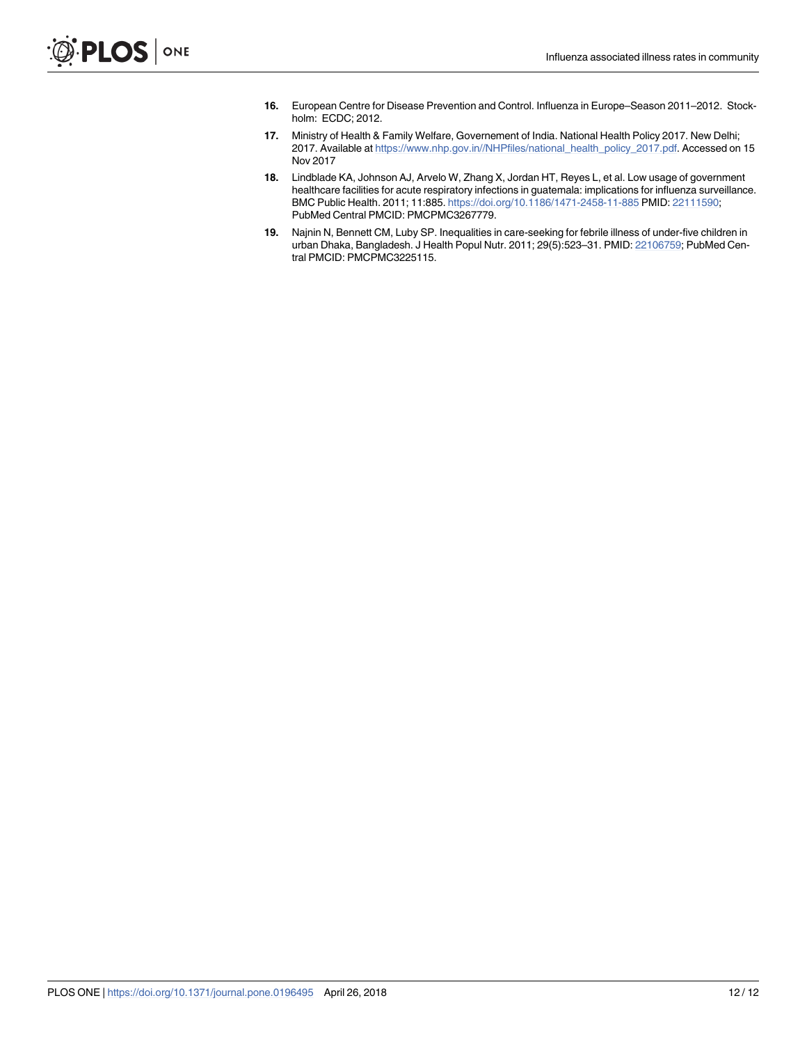16. European Centre for Disease Prevention and Control. Influenza in Europe–Season 2011–2012. Stockholm: ECDC; 2012.

17. Ministry of Health & Family Welfare, Governement of India. National Health Policy 2017. New Delhi; 2017. Available at https://www.nhp.gov.in//NHPfiles/national_health_policy_2017.pdf. Accessed on 15 Nov 2017

18. Lindblade KA, Johnson AJ, Arvelo W, Zhang X, Jordan HT, Reyes L, et al. Low usage of government healthcare facilities for acute respiratory infections in guatemala: implications for influenza surveillance. BMC Public Health. 2011; 11:885. https://doi.org/10.1186/1471-2458-11-885 PMID: 22111590; PubMed Central PMCID: PMCPMC3267779.

19. Najnin N, Bennett CM, Luby SP. Inequalities in care-seeking for febrile illness of under-five children in urban Dhaka, Bangladesh. J Health Popul Nutr. 2011; 29(5):523–31. PMID: 22106759; PubMed Central PMCID: PMCPMC3225115.